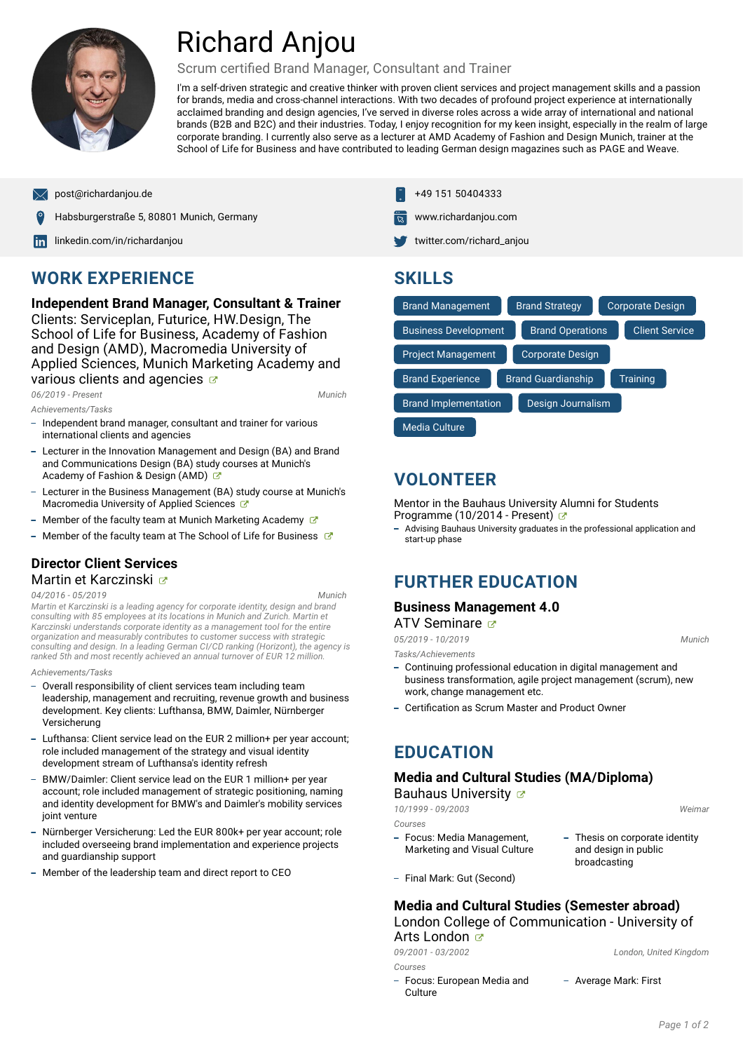# Richard Anjou

Scrum certified Brand Manager, Consultant and Trainer

I'm a self-driven strategic and creative thinker with proven client services and project management skills and a passion for brands, media and cross-channel interactions. With two decades of profound project experience at internationally acclaimed branding and design agencies, I've served in diverse roles across a wide array of international and national brands (B2B and B2C) and their industries. Today, I enjoy recognition for my keen insight, especially in the realm of large corporate branding. I currently also serve as a lecturer at AMD Academy of Fashion and Design Munich, trainer at the School of Life for Business and have contributed to leading German design magazines such as PAGE and Weave.

- post@richardanjou.de
- Habsburgerstraße 5, 80801 Munich, Germany
- linkedin.com/in/richardanjou
- +49 151 50404333
- www.richardanjou.com
- twitter.com/richard_anjou

## WORK EXPERIENCE

### Independent Brand Manager, Consultant & Trainer

Clients: Serviceplan, Futurice, HW.Design, The School of Life for Business, Academy of Fashion and Design (AMD), Macromedia University of Applied Sciences, Munich Marketing Academy and various clients and agencies

*06/2019 - Present* — *Munich*

*Achievements/Tasks*

- Independent brand manager, consultant and trainer for various international clients and agencies
- Lecturer in the Innovation Management and Design (BA) and Brand and Communications Design (BA) study courses at Munich's Academy of Fashion & Design (AMD)
- Lecturer in the Business Management (BA) study course at Munich's Macromedia University of Applied Sciences
- Member of the faculty team at Munich Marketing Academy
- Member of the faculty team at The School of Life for Business

### Director Client Services

Martin et Karczinski

*04/2016 - 05/2019* — *Munich*

*Martin et Karczinski is a leading agency for corporate identity, design and brand consulting with 85 employees at its locations in Munich and Zurich. Martin et Karczinski understands corporate identity as a management tool for the entire organization and measurably contributes to customer success with strategic consulting and design. In a leading German CI/CD ranking (Horizont), the agency is ranked 5th and most recently achieved an annual turnover of EUR 12 million.*

*Achievements/Tasks*

- Overall responsibility of client services team including team leadership, management and recruiting, revenue growth and business development. Key clients: Lufthansa, BMW, Daimler, Nürnberger Versicherung
- Lufthansa: Client service lead on the EUR 2 million+ per year account; role included management of the strategy and visual identity development stream of Lufthansa's identity refresh
- BMW/Daimler: Client service lead on the EUR 1 million+ per year account; role included management of strategic positioning, naming and identity development for BMW's and Daimler's mobility services joint venture
- Nürnberger Versicherung: Led the EUR 800k+ per year account; role included overseeing brand implementation and experience projects and guardianship support
- Member of the leadership team and direct report to CEO

## SKILLS

Brand Management · Brand Strategy · Corporate Design · Business Development · Brand Operations · Client Service · Project Management · Corporate Design · Brand Experience · Brand Guardianship · Training · Brand Implementation · Design Journalism · Media Culture

## VOLONTEER

Mentor in the Bauhaus University Alumni for Students Programme (10/2014 - Present)

- Advising Bauhaus University graduates in the professional application and start-up phase

## FURTHER EDUCATION

### Business Management 4.0

ATV Seminare

*05/2019 - 10/2019* — *Munich*

*Tasks/Achievements*

- Continuing professional education in digital management and business transformation, agile project management (scrum), new work, change management etc.
- Certification as Scrum Master and Product Owner

## EDUCATION

### Media and Cultural Studies (MA/Diploma)

Bauhaus University

*10/1999 - 09/2003* — *Weimar*

*Courses*

- Focus: Media Management, Marketing and Visual Culture
- Thesis on corporate identity and design in public broadcasting
- Final Mark: Gut (Second)

### Media and Cultural Studies (Semester abroad)

London College of Communication - University of Arts London

*09/2001 - 03/2002* — *London, United Kingdom*

*Courses*

- Focus: European Media and Culture
- Average Mark: First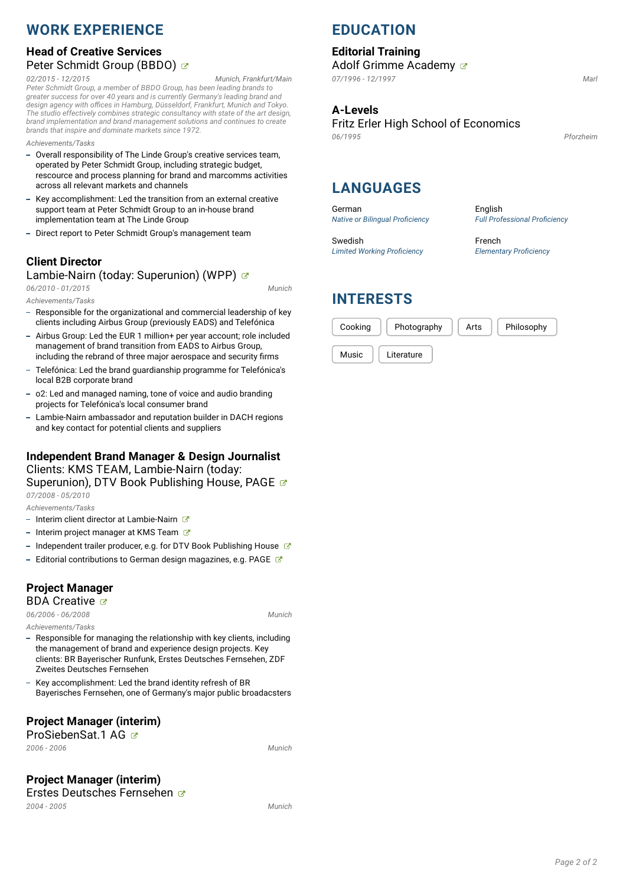## WORK EXPERIENCE

### Head of Creative Services
Peter Schmidt Group (BBDO)

*02/2015 - 12/2015* — *Munich, Frankfurt/Main*

*Peter Schmidt Group, a member of BBDO Group, has been leading brands to greater success for over 40 years and is currently Germany's leading brand and design agency with offices in Hamburg, Düsseldorf, Frankfurt, Munich and Tokyo. The studio effectively combines strategic consultancy with state of the art design, brand implementation and brand management solutions and continues to create brands that inspire and dominate markets since 1972.*

*Achievements/Tasks*

- Overall responsibility of The Linde Group's creative services team, operated by Peter Schmidt Group, including strategic budget, rescource and process planning for brand and marcomms activities across all relevant markets and channels
- Key accomplishment: Led the transition from an external creative support team at Peter Schmidt Group to an in-house brand implementation team at The Linde Group
- Direct report to Peter Schmidt Group's management team

### Client Director
Lambie-Nairn (today: Superunion) (WPP)

*06/2010 - 01/2015* — *Munich*

*Achievements/Tasks*

- Responsible for the organizational and commercial leadership of key clients including Airbus Group (previously EADS) and Telefónica
- Airbus Group: Led the EUR 1 million+ per year account; role included management of brand transition from EADS to Airbus Group, including the rebrand of three major aerospace and security firms
- Telefónica: Led the brand guardianship programme for Telefónica's local B2B corporate brand
- o2: Led and managed naming, tone of voice and audio branding projects for Telefónica's local consumer brand
- Lambie-Nairn ambassador and reputation builder in DACH regions and key contact for potential clients and suppliers

### Independent Brand Manager & Design Journalist
Clients: KMS TEAM, Lambie-Nairn (today: Superunion), DTV Book Publishing House, PAGE

*07/2008 - 05/2010*

*Achievements/Tasks*

- Interim client director at Lambie-Nairn
- Interim project manager at KMS Team
- Independent trailer producer, e.g. for DTV Book Publishing House
- Editorial contributions to German design magazines, e.g. PAGE

### Project Manager
BDA Creative

*06/2006 - 06/2008* — *Munich*

*Achievements/Tasks*

- Responsible for managing the relationship with key clients, including the management of brand and experience design projects. Key clients: BR Bayerischer Runfunk, Erstes Deutsches Fernsehen, ZDF Zweites Deutsches Fernsehen
- Key accomplishment: Led the brand identity refresh of BR Bayerisches Fernsehen, one of Germany's major public broadacsters

### Project Manager (interim)
ProSiebenSat.1 AG

*2006 - 2006* — *Munich*

### Project Manager (interim)
Erstes Deutsches Fernsehen

*2004 - 2005* — *Munich*

## EDUCATION

### Editorial Training
Adolf Grimme Academy

*07/1996 - 12/1997* — *Marl*

### A-Levels
Fritz Erler High School of Economics

*06/1995* — *Pforzheim*

## LANGUAGES

German — *Native or Bilingual Proficiency*

English — *Full Professional Proficiency*

Swedish — *Limited Working Proficiency*

French — *Elementary Proficiency*

## INTERESTS

Cooking, Photography, Arts, Philosophy, Music, Literature